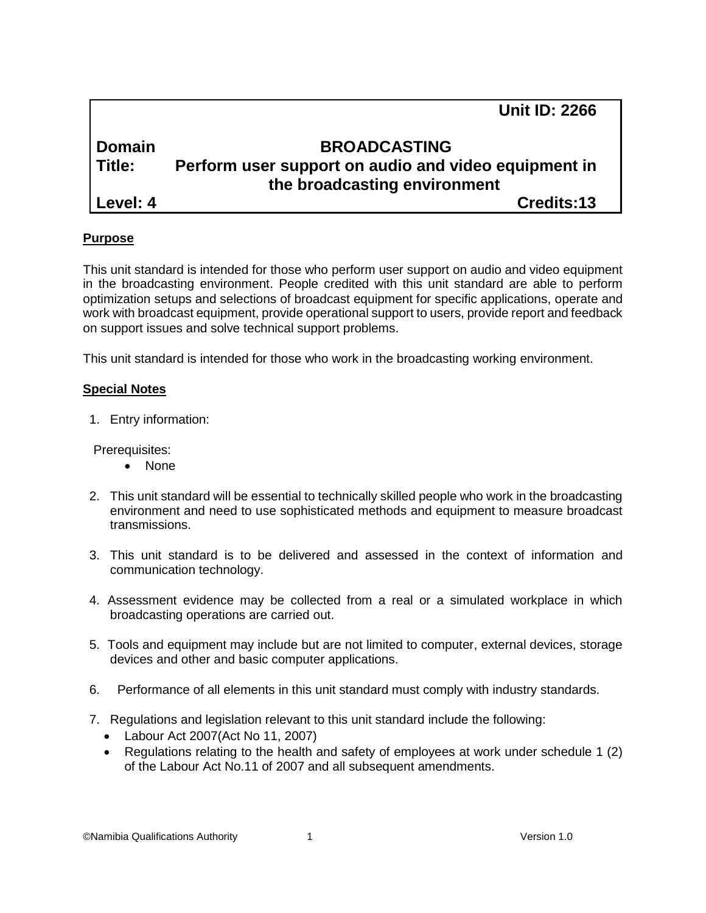**Unit ID: 2266**

**Domain** **BROADCASTING**
**Title:** **Perform user support on audio and video equipment in the broadcasting environment**
**Level: 4** **Credits:13**

**Purpose**

This unit standard is intended for those who perform user support on audio and video equipment in the broadcasting environment. People credited with this unit standard are able to perform optimization setups and selections of broadcast equipment for specific applications, operate and work with broadcast equipment, provide operational support to users, provide report and feedback on support issues and solve technical support problems.

This unit standard is intended for those who work in the broadcasting working environment.

**Special Notes**

1. Entry information:

   Prerequisites:
   - None

2. This unit standard will be essential to technically skilled people who work in the broadcasting environment and need to use sophisticated methods and equipment to measure broadcast transmissions.

3. This unit standard is to be delivered and assessed in the context of information and communication technology.

4. Assessment evidence may be collected from a real or a simulated workplace in which broadcasting operations are carried out.

5. Tools and equipment may include but are not limited to computer, external devices, storage devices and other and basic computer applications.

6. Performance of all elements in this unit standard must comply with industry standards.

7. Regulations and legislation relevant to this unit standard include the following:
   - Labour Act 2007(Act No 11, 2007)
   - Regulations relating to the health and safety of employees at work under schedule 1 (2) of the Labour Act No.11 of 2007 and all subsequent amendments.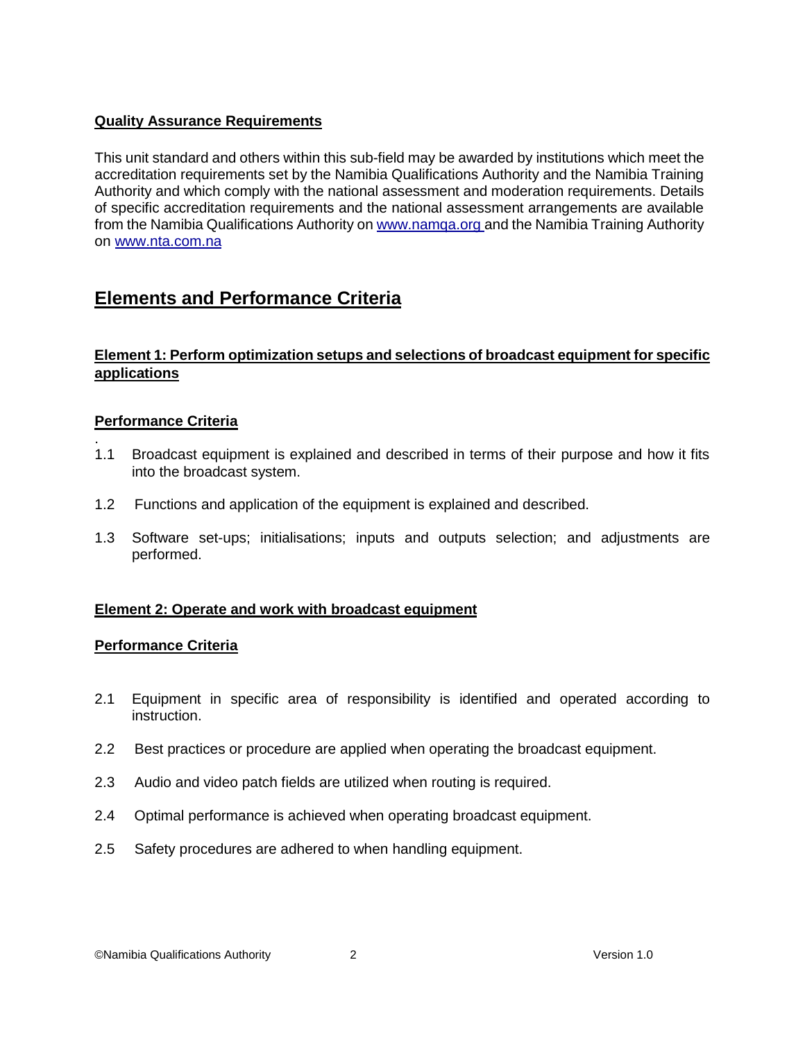**Quality Assurance Requirements**

This unit standard and others within this sub-field may be awarded by institutions which meet the accreditation requirements set by the Namibia Qualifications Authority and the Namibia Training Authority and which comply with the national assessment and moderation requirements. Details of specific accreditation requirements and the national assessment arrangements are available from the Namibia Qualifications Authority on www.namqa.org and the Namibia Training Authority on www.nta.com.na

## Elements and Performance Criteria

### Element 1: Perform optimization setups and selections of broadcast equipment for specific applications

**Performance Criteria**

1.1 Broadcast equipment is explained and described in terms of their purpose and how it fits into the broadcast system.

1.2 Functions and application of the equipment is explained and described.

1.3 Software set-ups; initialisations; inputs and outputs selection; and adjustments are performed.

### Element 2: Operate and work with broadcast equipment

**Performance Criteria**

2.1 Equipment in specific area of responsibility is identified and operated according to instruction.

2.2 Best practices or procedure are applied when operating the broadcast equipment.

2.3 Audio and video patch fields are utilized when routing is required.

2.4 Optimal performance is achieved when operating broadcast equipment.

2.5 Safety procedures are adhered to when handling equipment.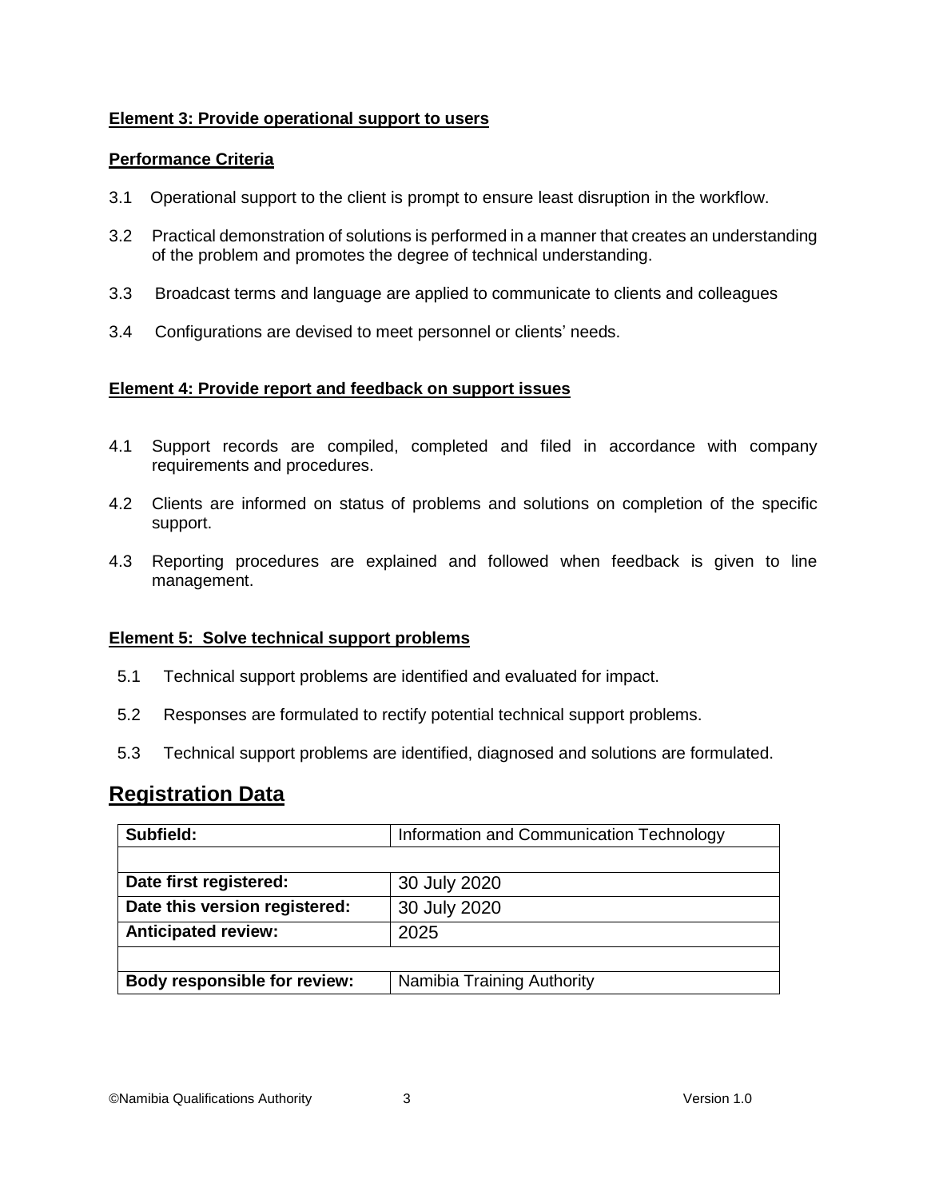**Element 3: Provide operational support to users**

**Performance Criteria**

3.1 Operational support to the client is prompt to ensure least disruption in the workflow.

3.2 Practical demonstration of solutions is performed in a manner that creates an understanding of the problem and promotes the degree of technical understanding.

3.3 Broadcast terms and language are applied to communicate to clients and colleagues

3.4 Configurations are devised to meet personnel or clients' needs.

**Element 4: Provide report and feedback on support issues**

4.1 Support records are compiled, completed and filed in accordance with company requirements and procedures.

4.2 Clients are informed on status of problems and solutions on completion of the specific support.

4.3 Reporting procedures are explained and followed when feedback is given to line management.

**Element 5: Solve technical support problems**

5.1 Technical support problems are identified and evaluated for impact.

5.2 Responses are formulated to rectify potential technical support problems.

5.3 Technical support problems are identified, diagnosed and solutions are formulated.

## Registration Data

| | |
|---|---|
| **Subfield:** | Information and Communication Technology |
| | |
| **Date first registered:** | 30 July 2020 |
| **Date this version registered:** | 30 July 2020 |
| **Anticipated review:** | 2025 |
| | |
| **Body responsible for review:** | Namibia Training Authority |